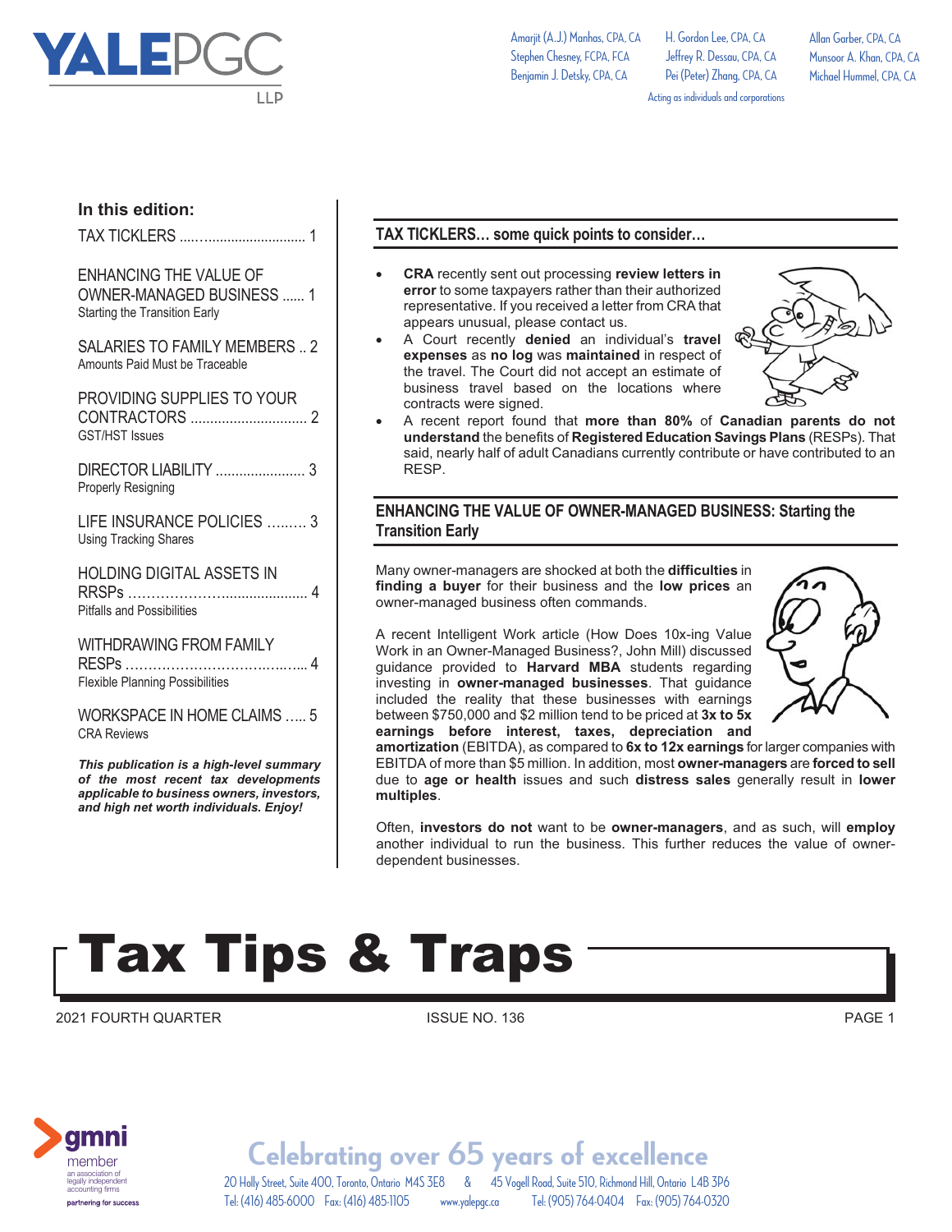# YALEPGC LLP

Amarjit (A.J.) Manhas, CPA, CA
Stephen Chesney, FCPA, FCA
Benjamin J. Detsky, CPA, CA
H. Gordon Lee, CPA, CA
Jeffrey R. Dessau, CPA, CA
Pei (Peter) Zhang, CPA, CA
Allan Garber, CPA, CA
Munsoor A. Khan, CPA, CA
Michael Hummel, CPA, CA

Acting as individuals and corporations

**In this edition:**

TAX TICKLERS ........................... 1

ENHANCING THE VALUE OF OWNER-MANAGED BUSINESS ...... 1
Starting the Transition Early

SALARIES TO FAMILY MEMBERS .. 2
Amounts Paid Must be Traceable

PROVIDING SUPPLIES TO YOUR CONTRACTORS ............................. 2
GST/HST Issues

DIRECTOR LIABILITY ...................... 3
Properly Resigning

LIFE INSURANCE POLICIES ......... 3
Using Tracking Shares

HOLDING DIGITAL ASSETS IN RRSPs ......................................... 4
Pitfalls and Possibilities

WITHDRAWING FROM FAMILY RESPs ........................................ 4
Flexible Planning Possibilities

WORKSPACE IN HOME CLAIMS ..... 5
CRA Reviews

***This publication is a high-level summary of the most recent tax developments applicable to business owners, investors, and high net worth individuals. Enjoy!***

## TAX TICKLERS... some quick points to consider...

- **CRA** recently sent out processing **review letters in error** to some taxpayers rather than their authorized representative. If you received a letter from CRA that appears unusual, please contact us.
- A Court recently **denied** an individual's **travel expenses** as **no log** was **maintained** in respect of the travel. The Court did not accept an estimate of business travel based on the locations where contracts were signed.
- A recent report found that **more than 80%** of **Canadian parents do not understand** the benefits of **Registered Education Savings Plans** (RESPs). That said, nearly half of adult Canadians currently contribute or have contributed to an RESP.

## ENHANCING THE VALUE OF OWNER-MANAGED BUSINESS: Starting the Transition Early

Many owner-managers are shocked at both the **difficulties** in **finding a buyer** for their business and the **low prices** an owner-managed business often commands.

A recent Intelligent Work article (How Does 10x-ing Value Work in an Owner-Managed Business?, John Mill) discussed guidance provided to **Harvard MBA** students regarding investing in **owner-managed businesses**. That guidance included the reality that these businesses with earnings between $750,000 and $2 million tend to be priced at **3x to 5x earnings before interest, taxes, depreciation and amortization** (EBITDA), as compared to **6x to 12x earnings** for larger companies with EBITDA of more than $5 million. In addition, most **owner-managers** are **forced to sell** due to **age or health** issues and such **distress sales** generally result in **lower multiples**.

Often, **investors do not** want to be **owner-managers**, and as such, will **employ** another individual to run the business. This further reduces the value of owner-dependent businesses.

# Tax Tips & Traps

2021 FOURTH QUARTER — ISSUE NO. 136

gmni member — an association of legally independent accounting firms — partnering for success

Celebrating over 65 years of excellence

20 Holly Street, Suite 400, Toronto, Ontario M4S 3E8 & 45 Vogell Road, Suite 510, Richmond Hill, Ontario L4B 3P6
Tel: (416) 485-6000 Fax: (416) 485-1105 www.yalepgc.ca Tel: (905) 764-0404 Fax: (905) 764-0320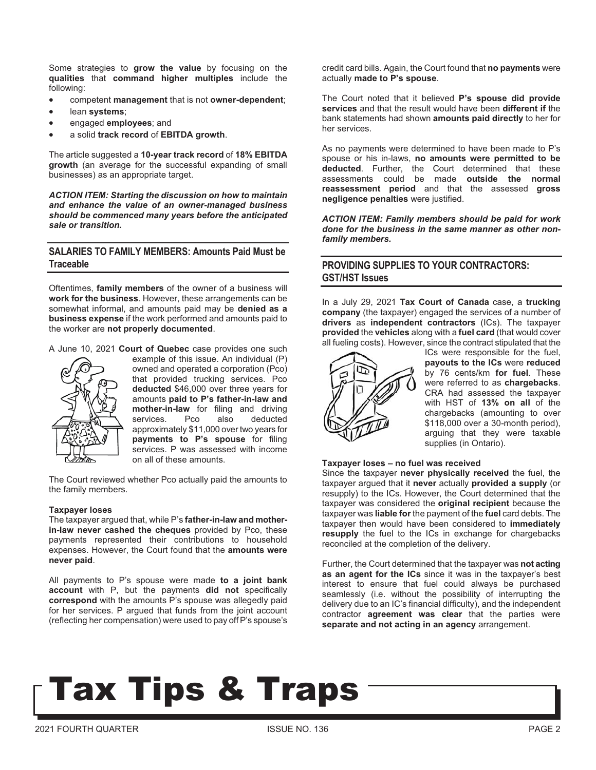Some strategies to **grow the value** by focusing on the **qualities** that **command higher multiples** include the following:

- competent **management** that is not **owner-dependent**;
- lean **systems**;
- engaged **employees**; and
- a solid **track record** of **EBITDA growth**.

The article suggested a **10-year track record** of **18% EBITDA growth** (an average for the successful expanding of small businesses) as an appropriate target.

***ACTION ITEM: Starting the discussion on how to maintain and enhance the value of an owner-managed business should be commenced many years before the anticipated sale or transition.***

## SALARIES TO FAMILY MEMBERS: Amounts Paid Must be Traceable

Oftentimes, **family members** of the owner of a business will **work for the business**. However, these arrangements can be somewhat informal, and amounts paid may be **denied as a business expense** if the work performed and amounts paid to the worker are **not properly documented**.

A June 10, 2021 **Court of Quebec** case provides one such example of this issue. An individual (P) owned and operated a corporation (Pco) that provided trucking services. Pco **deducted** $46,000 over three years for amounts **paid to P's father-in-law and mother-in-law** for filing and driving services. Pco also deducted approximately $11,000 over two years for **payments to P's spouse** for filing services. P was assessed with income on all of these amounts.

The Court reviewed whether Pco actually paid the amounts to the family members.

**Taxpayer loses**

The taxpayer argued that, while P's **father-in-law and mother-in-law never cashed the cheques** provided by Pco, these payments represented their contributions to household expenses. However, the Court found that the **amounts were never paid**.

All payments to P's spouse were made **to a joint bank account** with P, but the payments **did not** specifically **correspond** with the amounts P's spouse was allegedly paid for her services. P argued that funds from the joint account (reflecting her compensation) were used to pay off P's spouse's credit card bills. Again, the Court found that **no payments** were actually **made to P's spouse**.

The Court noted that it believed **P's spouse did provide services** and that the result would have been **different if** the bank statements had shown **amounts paid directly** to her for her services.

As no payments were determined to have been made to P's spouse or his in-laws, **no amounts were permitted to be deducted**. Further, the Court determined that these assessments could be made **outside the normal reassessment period** and that the assessed **gross negligence penalties** were justified.

***ACTION ITEM: Family members should be paid for work done for the business in the same manner as other non-family members.***

## PROVIDING SUPPLIES TO YOUR CONTRACTORS: GST/HST Issues

In a July 29, 2021 **Tax Court of Canada** case, a **trucking company** (the taxpayer) engaged the services of a number of **drivers** as **independent contractors** (ICs). The taxpayer **provided** the **vehicles** along with a **fuel card** (that would cover all fueling costs). However, since the contract stipulated that the ICs were responsible for the fuel, **payouts to the ICs** were **reduced** by 76 cents/km **for fuel**. These were referred to as **chargebacks**. CRA had assessed the taxpayer with HST of **13% on all** of the chargebacks (amounting to over $118,000 over a 30-month period), arguing that they were taxable supplies (in Ontario).

**Taxpayer loses – no fuel was received**

Since the taxpayer **never physically received** the fuel, the taxpayer argued that it **never** actually **provided a supply** (or resupply) to the ICs. However, the Court determined that the taxpayer was considered the **original recipient** because the taxpayer was **liable for** the payment of the **fuel** card debts. The taxpayer then would have been considered to **immediately resupply** the fuel to the ICs in exchange for chargebacks reconciled at the completion of the delivery.

Further, the Court determined that the taxpayer was **not acting as an agent for the ICs** since it was in the taxpayer's best interest to ensure that fuel could always be purchased seamlessly (i.e. without the possibility of interrupting the delivery due to an IC's financial difficulty), and the independent contractor **agreement was clear** that the parties were **separate and not acting in an agency** arrangement.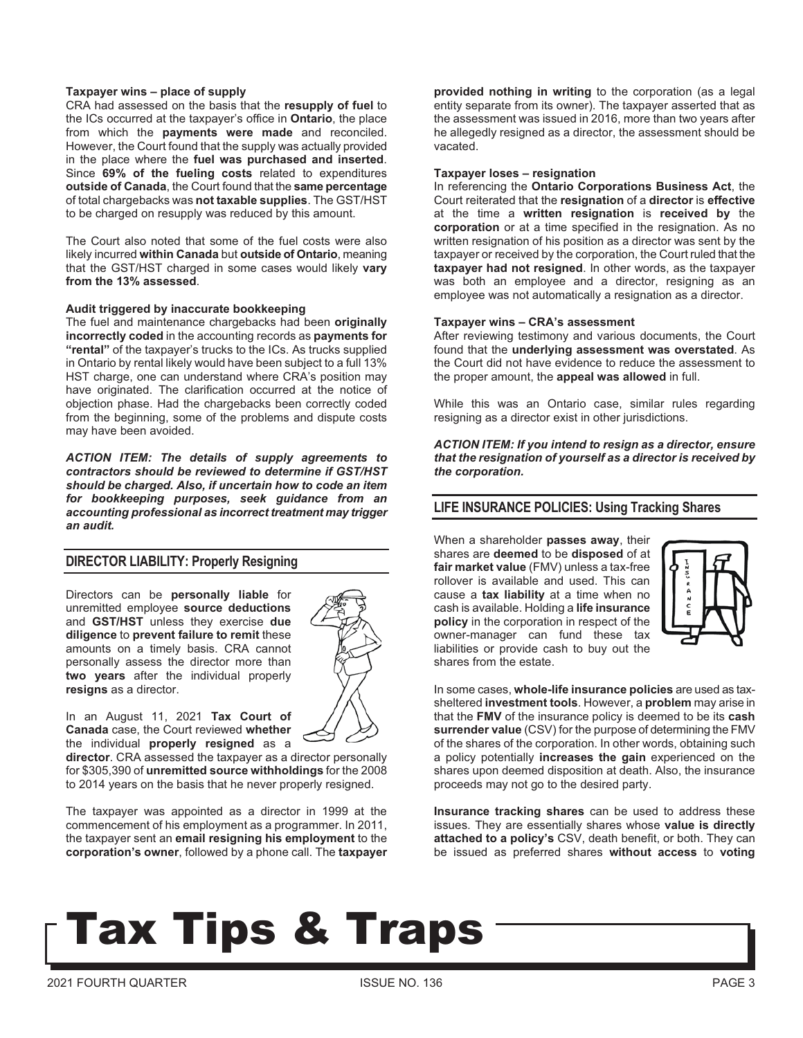#### Taxpayer wins – place of supply

CRA had assessed on the basis that the **resupply of fuel** to the ICs occurred at the taxpayer's office in **Ontario**, the place from which the **payments were made** and reconciled. However, the Court found that the supply was actually provided in the place where the **fuel was purchased and inserted**. Since **69% of the fueling costs** related to expenditures **outside of Canada**, the Court found that the **same percentage** of total chargebacks was **not taxable supplies**. The GST/HST to be charged on resupply was reduced by this amount.

The Court also noted that some of the fuel costs were also likely incurred **within Canada** but **outside of Ontario**, meaning that the GST/HST charged in some cases would likely **vary from the 13% assessed**.

#### Audit triggered by inaccurate bookkeeping

The fuel and maintenance chargebacks had been **originally incorrectly coded** in the accounting records as **payments for "rental"** of the taxpayer's trucks to the ICs. As trucks supplied in Ontario by rental likely would have been subject to a full 13% HST charge, one can understand where CRA's position may have originated. The clarification occurred at the notice of objection phase. Had the chargebacks been correctly coded from the beginning, some of the problems and dispute costs may have been avoided.

***ACTION ITEM: The details of supply agreements to contractors should be reviewed to determine if GST/HST should be charged. Also, if uncertain how to code an item for bookkeeping purposes, seek guidance from an accounting professional as incorrect treatment may trigger an audit.***

## DIRECTOR LIABILITY: Properly Resigning

Directors can be **personally liable** for unremitted employee **source deductions** and **GST/HST** unless they exercise **due diligence** to **prevent failure to remit** these amounts on a timely basis. CRA cannot personally assess the director more than **two years** after the individual properly **resigns** as a director.

In an August 11, 2021 **Tax Court of Canada** case, the Court reviewed **whether** the individual **properly resigned** as a **director**. CRA assessed the taxpayer as a director personally for $305,390 of **unremitted source withholdings** for the 2008 to 2014 years on the basis that he never properly resigned.

The taxpayer was appointed as a director in 1999 at the commencement of his employment as a programmer. In 2011, the taxpayer sent an **email resigning his employment** to the **corporation's owner**, followed by a phone call. The **taxpayer provided nothing in writing** to the corporation (as a legal entity separate from its owner). The taxpayer asserted that as the assessment was issued in 2016, more than two years after he allegedly resigned as a director, the assessment should be vacated.

#### Taxpayer loses – resignation

In referencing the **Ontario Corporations Business Act**, the Court reiterated that the **resignation** of a **director** is **effective** at the time a **written resignation** is **received by** the **corporation** or at a time specified in the resignation. As no written resignation of his position as a director was sent by the taxpayer or received by the corporation, the Court ruled that the **taxpayer had not resigned**. In other words, as the taxpayer was both an employee and a director, resigning as an employee was not automatically a resignation as a director.

#### Taxpayer wins – CRA's assessment

After reviewing testimony and various documents, the Court found that the **underlying assessment was overstated**. As the Court did not have evidence to reduce the assessment to the proper amount, the **appeal was allowed** in full.

While this was an Ontario case, similar rules regarding resigning as a director exist in other jurisdictions.

***ACTION ITEM: If you intend to resign as a director, ensure that the resignation of yourself as a director is received by the corporation.***

## LIFE INSURANCE POLICIES: Using Tracking Shares

When a shareholder **passes away**, their shares are **deemed** to be **disposed** of at **fair market value** (FMV) unless a tax-free rollover is available and used. This can cause a **tax liability** at a time when no cash is available. Holding a **life insurance policy** in the corporation in respect of the owner-manager can fund these tax liabilities or provide cash to buy out the shares from the estate.

In some cases, **whole-life insurance policies** are used as tax-sheltered **investment tools**. However, a **problem** may arise in that the **FMV** of the insurance policy is deemed to be its **cash surrender value** (CSV) for the purpose of determining the FMV of the shares of the corporation. In other words, obtaining such a policy potentially **increases the gain** experienced on the shares upon deemed disposition at death. Also, the insurance proceeds may not go to the desired party.

**Insurance tracking shares** can be used to address these issues. They are essentially shares whose **value is directly attached to a policy's** CSV, death benefit, or both. They can be issued as preferred shares **without access** to **voting**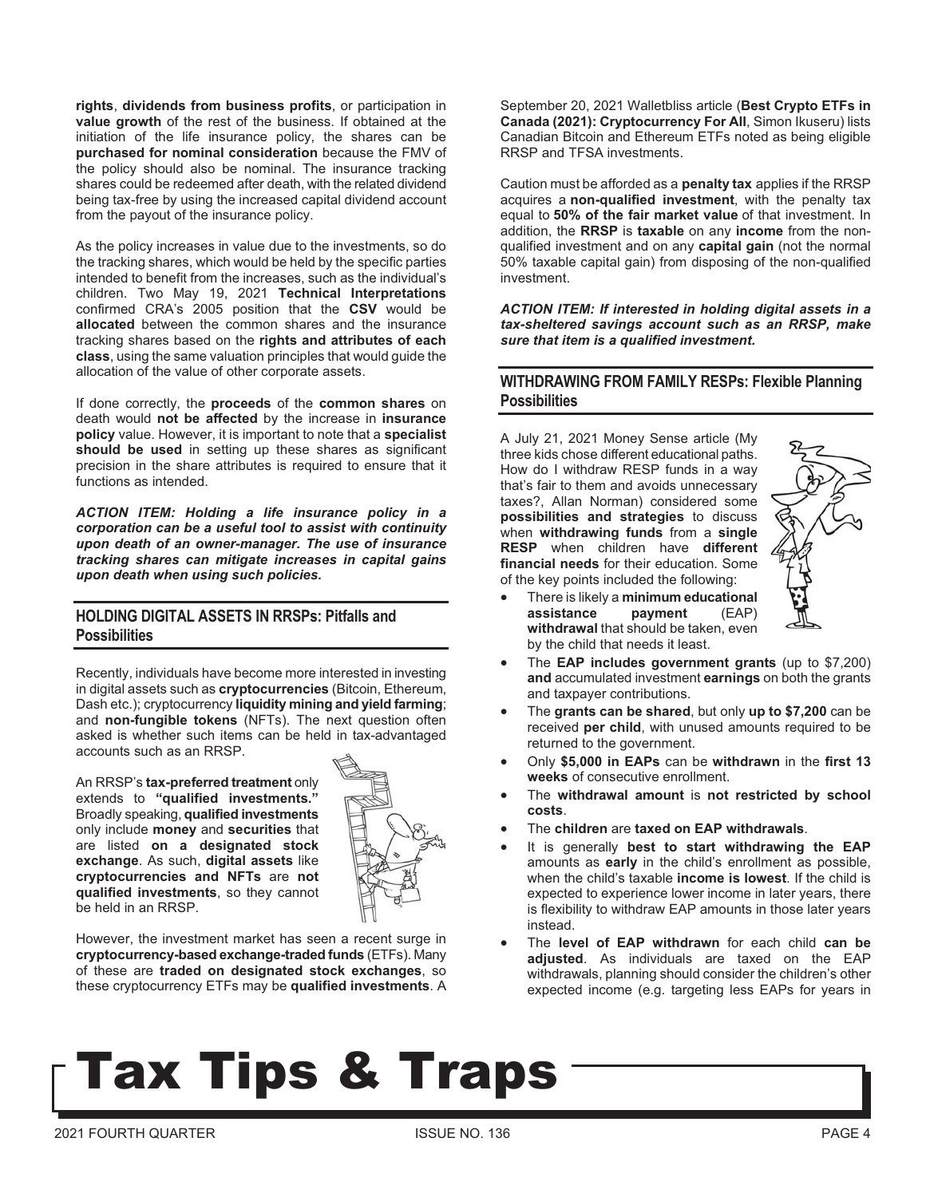**rights**, **dividends from business profits**, or participation in **value growth** of the rest of the business. If obtained at the initiation of the life insurance policy, the shares can be **purchased for nominal consideration** because the FMV of the policy should also be nominal. The insurance tracking shares could be redeemed after death, with the related dividend being tax-free by using the increased capital dividend account from the payout of the insurance policy.

As the policy increases in value due to the investments, so do the tracking shares, which would be held by the specific parties intended to benefit from the increases, such as the individual's children. Two May 19, 2021 **Technical Interpretations** confirmed CRA's 2005 position that the **CSV** would be **allocated** between the common shares and the insurance tracking shares based on the **rights and attributes of each class**, using the same valuation principles that would guide the allocation of the value of other corporate assets.

If done correctly, the **proceeds** of the **common shares** on death would **not be affected** by the increase in **insurance policy** value. However, it is important to note that a **specialist should be used** in setting up these shares as significant precision in the share attributes is required to ensure that it functions as intended.

***ACTION ITEM: Holding a life insurance policy in a corporation can be a useful tool to assist with continuity upon death of an owner-manager. The use of insurance tracking shares can mitigate increases in capital gains upon death when using such policies.***

## HOLDING DIGITAL ASSETS IN RRSPs: Pitfalls and Possibilities

Recently, individuals have become more interested in investing in digital assets such as **cryptocurrencies** (Bitcoin, Ethereum, Dash etc.); cryptocurrency **liquidity mining and yield farming**; and **non-fungible tokens** (NFTs). The next question often asked is whether such items can be held in tax-advantaged accounts such as an RRSP.

An RRSP's **tax-preferred treatment** only extends to **"qualified investments."** Broadly speaking, **qualified investments** only include **money** and **securities** that are listed **on a designated stock exchange**. As such, **digital assets** like **cryptocurrencies and NFTs** are **not qualified investments**, so they cannot be held in an RRSP.

However, the investment market has seen a recent surge in **cryptocurrency-based exchange-traded funds** (ETFs). Many of these are **traded on designated stock exchanges**, so these cryptocurrency ETFs may be **qualified investments**. A September 20, 2021 Walletbliss article (**Best Crypto ETFs in Canada (2021): Cryptocurrency For All**, Simon Ikuseru) lists Canadian Bitcoin and Ethereum ETFs noted as being eligible RRSP and TFSA investments.

Caution must be afforded as a **penalty tax** applies if the RRSP acquires a **non-qualified investment**, with the penalty tax equal to **50% of the fair market value** of that investment. In addition, the **RRSP** is **taxable** on any **income** from the non-qualified investment and on any **capital gain** (not the normal 50% taxable capital gain) from disposing of the non-qualified investment.

***ACTION ITEM: If interested in holding digital assets in a tax-sheltered savings account such as an RRSP, make sure that item is a qualified investment.***

## WITHDRAWING FROM FAMILY RESPs: Flexible Planning Possibilities

A July 21, 2021 Money Sense article (My three kids chose different educational paths. How do I withdraw RESP funds in a way that's fair to them and avoids unnecessary taxes?, Allan Norman) considered some **possibilities and strategies** to discuss when **withdrawing funds** from a **single RESP** when children have **different financial needs** for their education. Some of the key points included the following:

- There is likely a **minimum educational assistance payment** (EAP) **withdrawal** that should be taken, even by the child that needs it least.
- The **EAP includes government grants** (up to $7,200) **and** accumulated investment **earnings** on both the grants and taxpayer contributions.
- The **grants can be shared**, but only **up to $7,200** can be received **per child**, with unused amounts required to be returned to the government.
- Only **$5,000 in EAPs** can be **withdrawn** in the **first 13 weeks** of consecutive enrollment.
- The **withdrawal amount** is **not restricted by school costs**.
- The **children** are **taxed on EAP withdrawals**.
- It is generally **best to start withdrawing the EAP** amounts as **early** in the child's enrollment as possible, when the child's taxable **income is lowest**. If the child is expected to experience lower income in later years, there is flexibility to withdraw EAP amounts in those later years instead.
- The **level of EAP withdrawn** for each child **can be adjusted**. As individuals are taxed on the EAP withdrawals, planning should consider the children's other expected income (e.g. targeting less EAPs for years in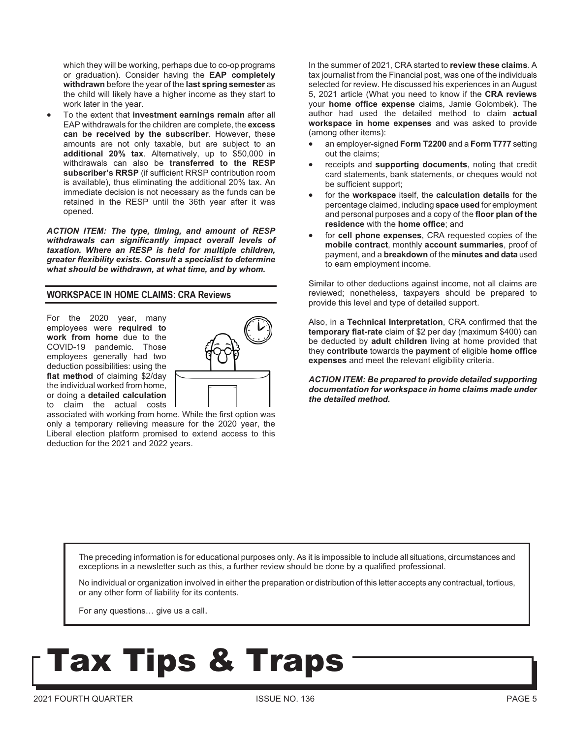which they will be working, perhaps due to co-op programs or graduation). Consider having the **EAP completely withdrawn** before the year of the **last spring semester** as the child will likely have a higher income as they start to work later in the year.

- To the extent that **investment earnings remain** after all EAP withdrawals for the children are complete, the **excess can be received by the subscriber**. However, these amounts are not only taxable, but are subject to an **additional 20% tax**. Alternatively, up to $50,000 in withdrawals can also be **transferred to the RESP subscriber's RRSP** (if sufficient RRSP contribution room is available), thus eliminating the additional 20% tax. An immediate decision is not necessary as the funds can be retained in the RESP until the 36th year after it was opened.

***ACTION ITEM: The type, timing, and amount of RESP withdrawals can significantly impact overall levels of taxation. Where an RESP is held for multiple children, greater flexibility exists. Consult a specialist to determine what should be withdrawn, at what time, and by whom.***

## WORKSPACE IN HOME CLAIMS: CRA Reviews

For the 2020 year, many employees were **required to work from home** due to the COVID-19 pandemic. Those employees generally had two deduction possibilities: using the **flat method** of claiming $2/day the individual worked from home, or doing a **detailed calculation** to claim the actual costs associated with working from home. While the first option was only a temporary relieving measure for the 2020 year, the Liberal election platform promised to extend access to this deduction for the 2021 and 2022 years.

In the summer of 2021, CRA started to **review these claims**. A tax journalist from the Financial post, was one of the individuals selected for review. He discussed his experiences in an August 5, 2021 article (What you need to know if the **CRA reviews** your **home office expense** claims, Jamie Golombek). The author had used the detailed method to claim **actual workspace in home expenses** and was asked to provide (among other items):

- an employer-signed **Form T2200** and a **Form T777** setting out the claims;
- receipts and **supporting documents**, noting that credit card statements, bank statements, or cheques would not be sufficient support;
- for the **workspace** itself, the **calculation details** for the percentage claimed, including **space used** for employment and personal purposes and a copy of the **floor plan of the residence** with the **home office**; and
- for **cell phone expenses**, CRA requested copies of the **mobile contract**, monthly **account summaries**, proof of payment, and a **breakdown** of the **minutes and data** used to earn employment income.

Similar to other deductions against income, not all claims are reviewed; nonetheless, taxpayers should be prepared to provide this level and type of detailed support.

Also, in a **Technical Interpretation**, CRA confirmed that the **temporary flat-rate** claim of $2 per day (maximum $400) can be deducted by **adult children** living at home provided that they **contribute** towards the **payment** of eligible **home office expenses** and meet the relevant eligibility criteria.

***ACTION ITEM: Be prepared to provide detailed supporting documentation for workspace in home claims made under the detailed method.***

---

The preceding information is for educational purposes only. As it is impossible to include all situations, circumstances and exceptions in a newsletter such as this, a further review should be done by a qualified professional.

No individual or organization involved in either the preparation or distribution of this letter accepts any contractual, tortious, or any other form of liability for its contents.

For any questions… give us a call.

# Tax Tips & Traps